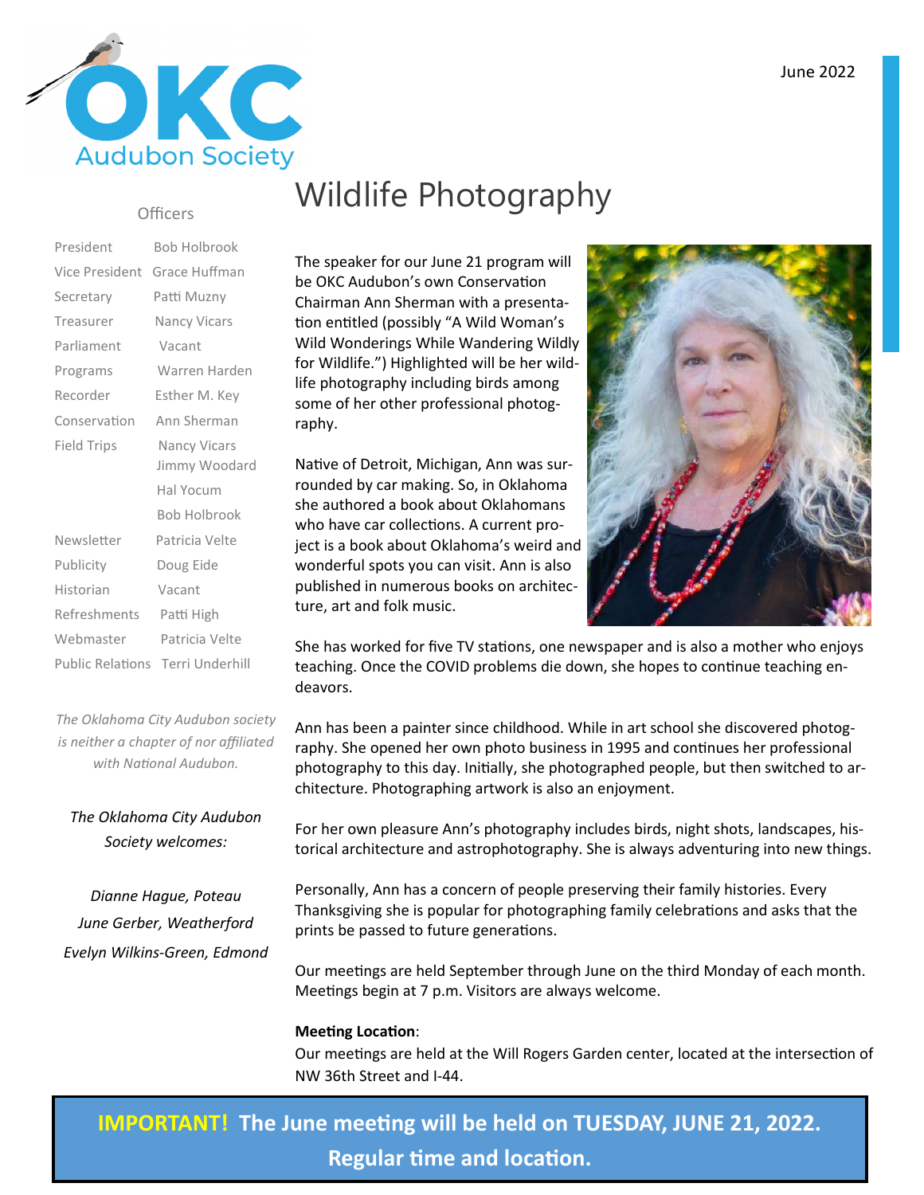# OKC Audubon Society

June 2022

## Officers

| | |
|---|---|
| President | Bob Holbrook |
| Vice President | Grace Huffman |
| Secretary | Patti Muzny |
| Treasurer | Nancy Vicars |
| Parliament | Vacant |
| Programs | Warren Harden |
| Recorder | Esther M. Key |
| Conservation | Ann Sherman |
| Field Trips | Nancy Vicars |
| | Jimmy Woodard |
| | Hal Yocum |
| | Bob Holbrook |
| Newsletter | Patricia Velte |
| Publicity | Doug Eide |
| Historian | Vacant |
| Refreshments | Patti High |
| Webmaster | Patricia Velte |
| Public Relations | Terri Underhill |

*The Oklahoma City Audubon society is neither a chapter of nor affiliated with National Audubon.*

*The Oklahoma City Audubon Society welcomes:*

*Dianne Hague, Poteau*
*June Gerber, Weatherford*
*Evelyn Wilkins-Green, Edmond*

# Wildlife Photography

The speaker for our June 21 program will be OKC Audubon's own Conservation Chairman Ann Sherman with a presentation entitled (possibly "A Wild Woman's Wild Wonderings While Wandering Wildly for Wildlife.") Highlighted will be her wildlife photography including birds among some of her other professional photography.

Native of Detroit, Michigan, Ann was surrounded by car making. So, in Oklahoma she authored a book about Oklahomans who have car collections. A current project is a book about Oklahoma's weird and wonderful spots you can visit. Ann is also published in numerous books on architecture, art and folk music.

She has worked for five TV stations, one newspaper and is also a mother who enjoys teaching. Once the COVID problems die down, she hopes to continue teaching endeavors.

Ann has been a painter since childhood. While in art school she discovered photography. She opened her own photo business in 1995 and continues her professional photography to this day. Initially, she photographed people, but then switched to architecture. Photographing artwork is also an enjoyment.

For her own pleasure Ann's photography includes birds, night shots, landscapes, historical architecture and astrophotography. She is always adventuring into new things.

Personally, Ann has a concern of people preserving their family histories. Every Thanksgiving she is popular for photographing family celebrations and asks that the prints be passed to future generations.

Our meetings are held September through June on the third Monday of each month. Meetings begin at 7 p.m. Visitors are always welcome.

**Meeting Location**:
Our meetings are held at the Will Rogers Garden center, located at the intersection of NW 36th Street and I-44.

**IMPORTANT! The June meeting will be held on TUESDAY, JUNE 21, 2022. Regular time and location.**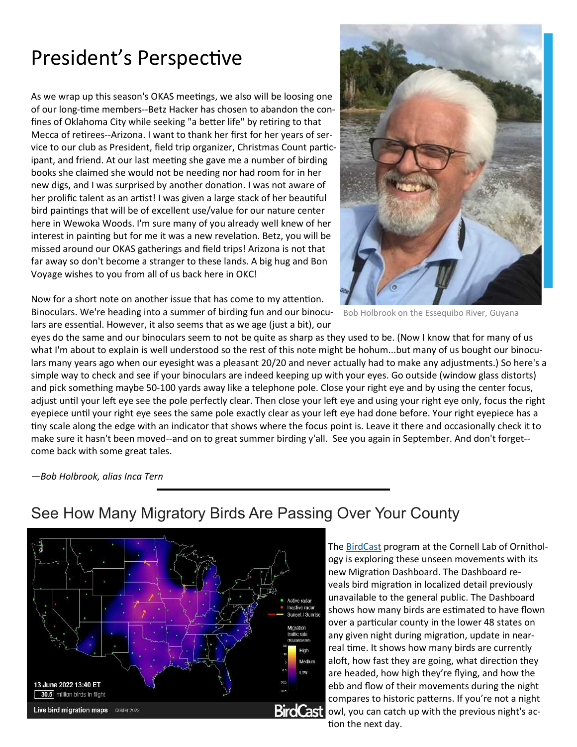# President's Perspective

As we wrap up this season's OKAS meetings, we also will be loosing one of our long-time members--Betz Hacker has chosen to abandon the confines of Oklahoma City while seeking "a better life" by retiring to that Mecca of retirees--Arizona. I want to thank her first for her years of service to our club as President, field trip organizer, Christmas Count participant, and friend. At our last meeting she gave me a number of birding books she claimed she would not be needing nor had room for in her new digs, and I was surprised by another donation. I was not aware of her prolific talent as an artist! I was given a large stack of her beautiful bird paintings that will be of excellent use/value for our nature center here in Wewoka Woods. I'm sure many of you already well knew of her interest in painting but for me it was a new revelation. Betz, you will be missed around our OKAS gatherings and field trips! Arizona is not that far away so don't become a stranger to these lands. A big hug and Bon Voyage wishes to you from all of us back here in OKC!

Bob Holbrook on the Essequibo River, Guyana

Now for a short note on another issue that has come to my attention. Binoculars. We're heading into a summer of birding fun and our binoculars are essential. However, it also seems that as we age (just a bit), our eyes do the same and our binoculars seem to not be quite as sharp as they used to be. (Now I know that for many of us what I'm about to explain is well understood so the rest of this note might be hohum...but many of us bought our binoculars many years ago when our eyesight was a pleasant 20/20 and never actually had to make any adjustments.) So here's a simple way to check and see if your binoculars are indeed keeping up with your eyes. Go outside (window glass distorts) and pick something maybe 50-100 yards away like a telephone pole. Close your right eye and by using the center focus, adjust until your left eye see the pole perfectly clear. Then close your left eye and using your right eye only, focus the right eyepiece until your right eye sees the same pole exactly clear as your left eye had done before. Your right eyepiece has a tiny scale along the edge with an indicator that shows where the focus point is. Leave it there and occasionally check it to make sure it hasn't been moved--and on to great summer birding y'all. See you again in September. And don't forget--come back with some great tales.

*—Bob Holbrook, alias Inca Tern*

---

## See How Many Migratory Birds Are Passing Over Your County

The BirdCast program at the Cornell Lab of Ornithology is exploring these unseen movements with its new Migration Dashboard. The Dashboard reveals bird migration in localized detail previously unavailable to the general public. The Dashboard shows how many birds are estimated to have flown over a particular county in the lower 48 states on any given night during migration, update in near-real time. It shows how many birds are currently aloft, how fast they are going, what direction they are headed, how high they're flying, and how the ebb and flow of their movements during the night compares to historic patterns. If you're not a night owl, you can catch up with the previous night's action the next day.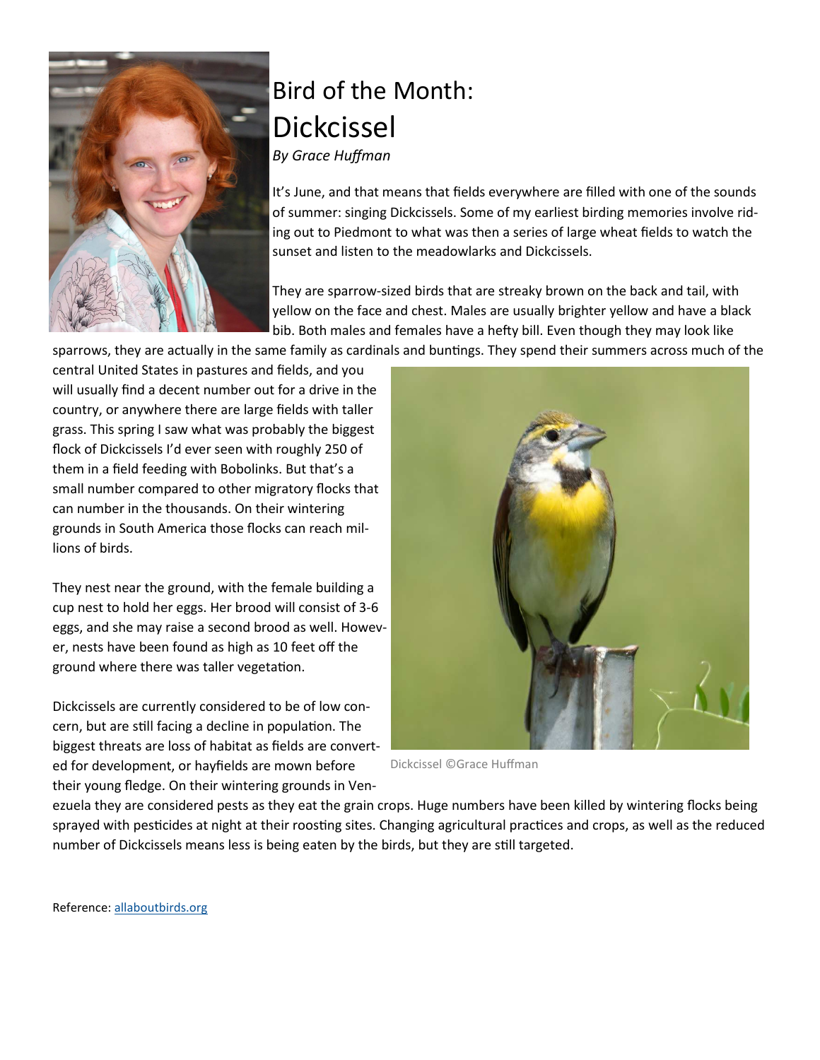# Bird of the Month: Dickcissel

*By Grace Huffman*

It's June, and that means that fields everywhere are filled with one of the sounds of summer: singing Dickcissels. Some of my earliest birding memories involve riding out to Piedmont to what was then a series of large wheat fields to watch the sunset and listen to the meadowlarks and Dickcissels.

They are sparrow-sized birds that are streaky brown on the back and tail, with yellow on the face and chest. Males are usually brighter yellow and have a black bib. Both males and females have a hefty bill. Even though they may look like sparrows, they are actually in the same family as cardinals and buntings. They spend their summers across much of the central United States in pastures and fields, and you will usually find a decent number out for a drive in the country, or anywhere there are large fields with taller grass. This spring I saw what was probably the biggest flock of Dickcissels I'd ever seen with roughly 250 of them in a field feeding with Bobolinks. But that's a small number compared to other migratory flocks that can number in the thousands. On their wintering grounds in South America those flocks can reach millions of birds.

They nest near the ground, with the female building a cup nest to hold her eggs. Her brood will consist of 3-6 eggs, and she may raise a second brood as well. However, nests have been found as high as 10 feet off the ground where there was taller vegetation.

Dickcissel ©Grace Huffman

Dickcissels are currently considered to be of low concern, but are still facing a decline in population. The biggest threats are loss of habitat as fields are converted for development, or hayfields are mown before their young fledge. On their wintering grounds in Venezuela they are considered pests as they eat the grain crops. Huge numbers have been killed by wintering flocks being sprayed with pesticides at night at their roosting sites. Changing agricultural practices and crops, as well as the reduced number of Dickcissels means less is being eaten by the birds, but they are still targeted.

Reference: allaboutbirds.org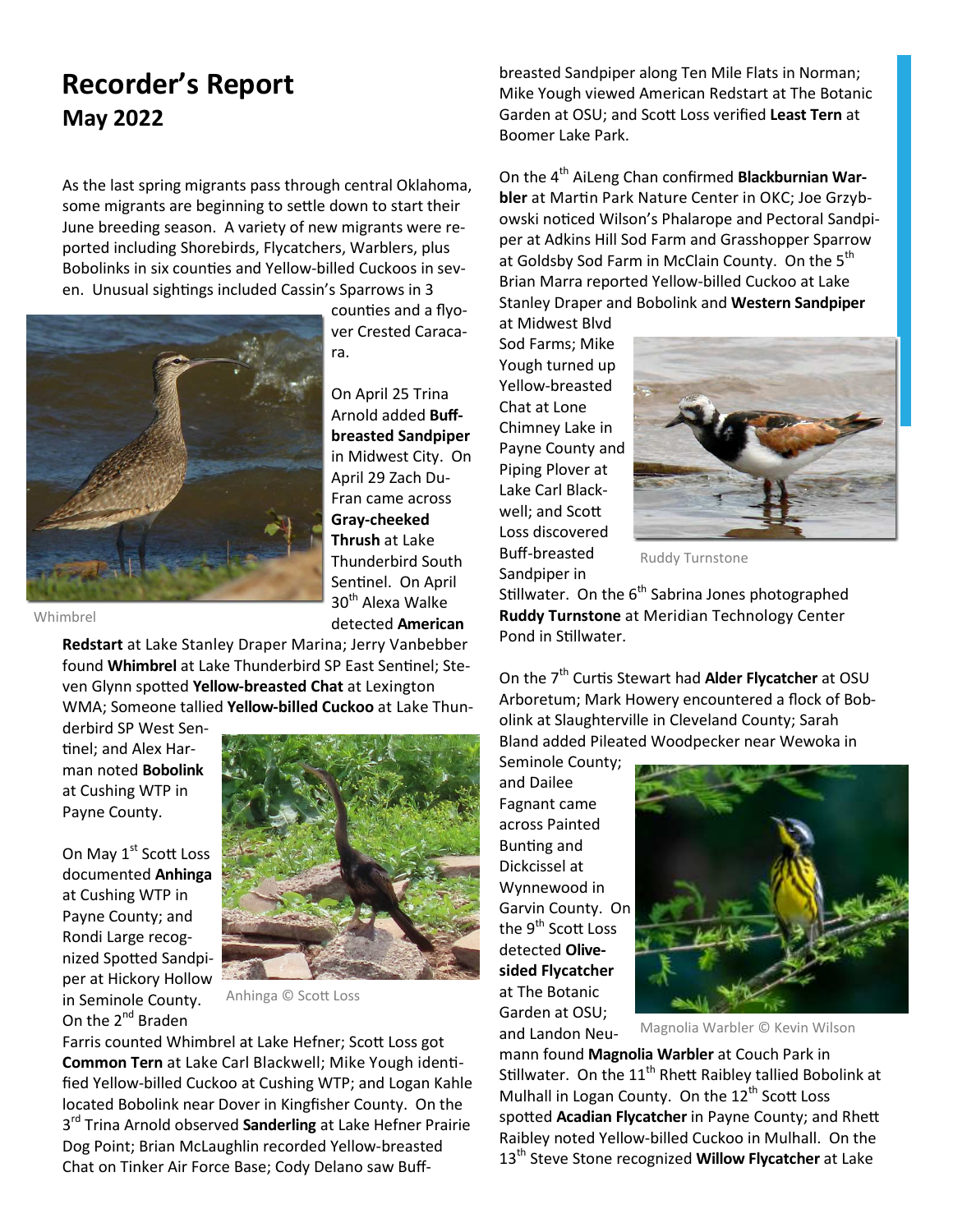# Recorder's Report

## May 2022

As the last spring migrants pass through central Oklahoma, some migrants are beginning to settle down to start their June breeding season. A variety of new migrants were reported including Shorebirds, Flycatchers, Warblers, plus Bobolinks in six counties and Yellow-billed Cuckoos in seven. Unusual sightings included Cassin's Sparrows in 3 counties and a flyover Crested Caracara.

Whimbrel

On April 25 Trina Arnold added **Buff-breasted Sandpiper** in Midwest City. On April 29 Zach DuFran came across **Gray-cheeked Thrush** at Lake Thunderbird South Sentinel. On April 30th Alexa Walke detected **American Redstart** at Lake Stanley Draper Marina; Jerry Vanbebber found **Whimbrel** at Lake Thunderbird SP East Sentinel; Steven Glynn spotted **Yellow-breasted Chat** at Lexington WMA; Someone tallied **Yellow-billed Cuckoo** at Lake Thunderbird SP West Sentinel; and Alex Harman noted **Bobolink** at Cushing WTP in Payne County.

On May 1st Scott Loss documented **Anhinga** at Cushing WTP in Payne County; and Rondi Large recognized Spotted Sandpiper at Hickory Hollow in Seminole County. On the 2nd Braden Farris counted Whimbrel at Lake Hefner; Scott Loss got **Common Tern** at Lake Carl Blackwell; Mike Yough identified Yellow-billed Cuckoo at Cushing WTP; and Logan Kahle located Bobolink near Dover in Kingfisher County. On the 3rd Trina Arnold observed **Sanderling** at Lake Hefner Prairie Dog Point; Brian McLaughlin recorded Yellow-breasted Chat on Tinker Air Force Base; Cody Delano saw Buff-breasted Sandpiper along Ten Mile Flats in Norman; Mike Yough viewed American Redstart at The Botanic Garden at OSU; and Scott Loss verified **Least Tern** at Boomer Lake Park.

Anhinga © Scott Loss

On the 4th AiLeng Chan confirmed **Blackburnian Warbler** at Martin Park Nature Center in OKC; Joe Grzybowski noticed Wilson's Phalarope and Pectoral Sandpiper at Adkins Hill Sod Farm and Grasshopper Sparrow at Goldsby Sod Farm in McClain County. On the 5th Brian Marra reported Yellow-billed Cuckoo at Lake Stanley Draper and Bobolink and **Western Sandpiper** at Midwest Blvd Sod Farms; Mike Yough turned up Yellow-breasted Chat at Lone Chimney Lake in Payne County and Piping Plover at Lake Carl Blackwell; and Scott Loss discovered Buff-breasted Sandpiper in Stillwater. On the 6th Sabrina Jones photographed **Ruddy Turnstone** at Meridian Technology Center Pond in Stillwater.

Ruddy Turnstone

On the 7th Curtis Stewart had **Alder Flycatcher** at OSU Arboretum; Mark Howery encountered a flock of Bobolink at Slaughterville in Cleveland County; Sarah Bland added Pileated Woodpecker near Wewoka in Seminole County; and Dailee Fagnant came across Painted Bunting and Dickcissel at Wynnewood in Garvin County. On the 9th Scott Loss detected **Olive-sided Flycatcher** at The Botanic Garden at OSU; and Landon Neumann found **Magnolia Warbler** at Couch Park in Stillwater. On the 11th Rhett Raibley tallied Bobolink at Mulhall in Logan County. On the 12th Scott Loss spotted **Acadian Flycatcher** in Payne County; and Rhett Raibley noted Yellow-billed Cuckoo in Mulhall. On the 13th Steve Stone recognized **Willow Flycatcher** at Lake

Magnolia Warbler © Kevin Wilson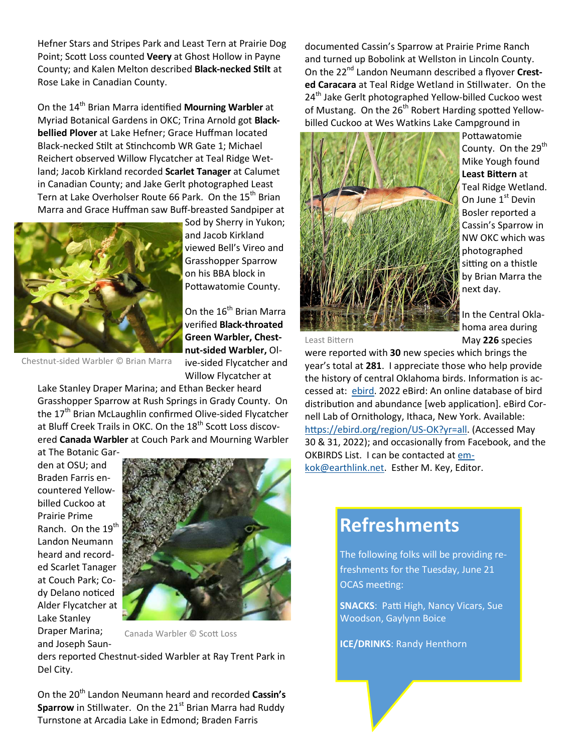Hefner Stars and Stripes Park and Least Tern at Prairie Dog Point; Scott Loss counted **Veery** at Ghost Hollow in Payne County; and Kalen Melton described **Black-necked Stilt** at Rose Lake in Canadian County.

On the 14th Brian Marra identified **Mourning Warbler** at Myriad Botanical Gardens in OKC; Trina Arnold got **Black-bellied Plover** at Lake Hefner; Grace Huffman located Black-necked Stilt at Stinchcomb WR Gate 1; Michael Reichert observed Willow Flycatcher at Teal Ridge Wetland; Jacob Kirkland recorded **Scarlet Tanager** at Calumet in Canadian County; and Jake Gerlt photographed Least Tern at Lake Overholser Route 66 Park. On the 15th Brian Marra and Grace Huffman saw Buff-breasted Sandpiper at Sod by Sherry in Yukon; and Jacob Kirkland viewed Bell's Vireo and Grasshopper Sparrow on his BBA block in Pottawatomie County.

Chestnut-sided Warbler © Brian Marra

On the 16th Brian Marra verified **Black-throated Green Warbler, Chestnut-sided Warbler,** Olive-sided Flycatcher and Willow Flycatcher at Lake Stanley Draper Marina; and Ethan Becker heard Grasshopper Sparrow at Rush Springs in Grady County. On the 17th Brian McLaughlin confirmed Olive-sided Flycatcher at Bluff Creek Trails in OKC. On the 18th Scott Loss discovered **Canada Warbler** at Couch Park and Mourning Warbler at The Botanic Garden at OSU; and Braden Farris encountered Yellow-billed Cuckoo at Prairie Prime Ranch. On the 19th Landon Neumann heard and recorded Scarlet Tanager at Couch Park; Cody Delano noticed Alder Flycatcher at Lake Stanley Draper Marina; and Joseph Saunders reported Chestnut-sided Warbler at Ray Trent Park in Del City.

Canada Warbler © Scott Loss

On the 20th Landon Neumann heard and recorded **Cassin's Sparrow** in Stillwater. On the 21st Brian Marra had Ruddy Turnstone at Arcadia Lake in Edmond; Braden Farris documented Cassin's Sparrow at Prairie Prime Ranch and turned up Bobolink at Wellston in Lincoln County. On the 22nd Landon Neumann described a flyover **Crested Caracara** at Teal Ridge Wetland in Stillwater. On the 24th Jake Gerlt photographed Yellow-billed Cuckoo west of Mustang. On the 26th Robert Harding spotted Yellow-billed Cuckoo at Wes Watkins Lake Campground in Pottawatomie County. On the 29th Mike Yough found **Least Bittern** at Teal Ridge Wetland. On June 1st Devin Bosler reported a Cassin's Sparrow in NW OKC which was photographed sitting on a thistle by Brian Marra the next day.

Least Bittern

In the Central Oklahoma area during May **226** species were reported with **30** new species which brings the year's total at **281**. I appreciate those who help provide the history of central Oklahoma birds. Information is accessed at: ebird. 2022 eBird: An online database of bird distribution and abundance [web application]. eBird Cornell Lab of Ornithology, Ithaca, New York. Available: https://ebird.org/region/US-OK?yr=all. (Accessed May 30 & 31, 2022); and occasionally from Facebook, and the OKBIRDS List. I can be contacted at emkok@earthlink.net. Esther M. Key, Editor.

# Refreshments

The following folks will be providing refreshments for the Tuesday, June 21 OCAS meeting:

**SNACKS**: Patti High, Nancy Vicars, Sue Woodson, Gaylynn Boice

**ICE/DRINKS**: Randy Henthorn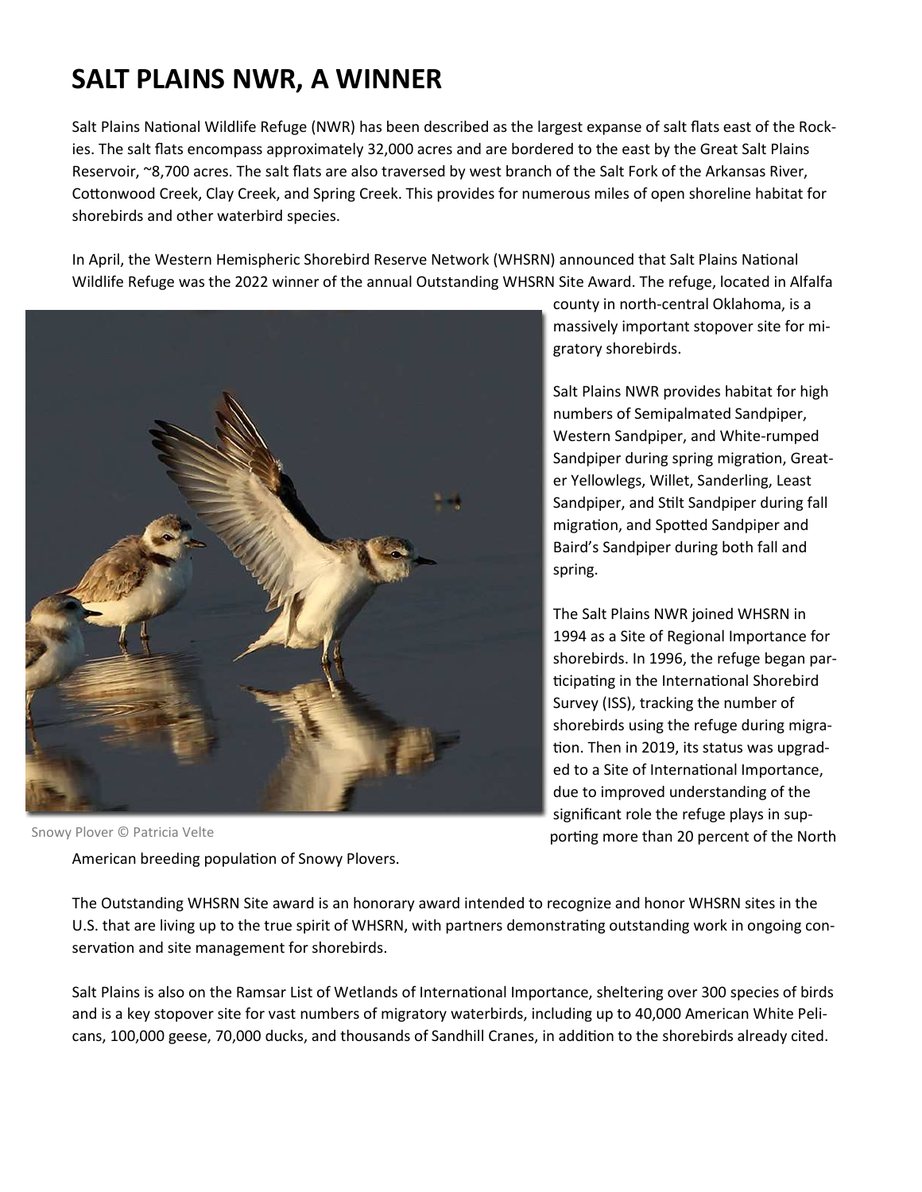# SALT PLAINS NWR, A WINNER

Salt Plains National Wildlife Refuge (NWR) has been described as the largest expanse of salt flats east of the Rockies. The salt flats encompass approximately 32,000 acres and are bordered to the east by the Great Salt Plains Reservoir, ~8,700 acres. The salt flats are also traversed by west branch of the Salt Fork of the Arkansas River, Cottonwood Creek, Clay Creek, and Spring Creek. This provides for numerous miles of open shoreline habitat for shorebirds and other waterbird species.

In April, the Western Hemispheric Shorebird Reserve Network (WHSRN) announced that Salt Plains National Wildlife Refuge was the 2022 winner of the annual Outstanding WHSRN Site Award. The refuge, located in Alfalfa county in north-central Oklahoma, is a massively important stopover site for migratory shorebirds.

Snowy Plover © Patricia Velte

Salt Plains NWR provides habitat for high numbers of Semipalmated Sandpiper, Western Sandpiper, and White-rumped Sandpiper during spring migration, Greater Yellowlegs, Willet, Sanderling, Least Sandpiper, and Stilt Sandpiper during fall migration, and Spotted Sandpiper and Baird's Sandpiper during both fall and spring.

The Salt Plains NWR joined WHSRN in 1994 as a Site of Regional Importance for shorebirds. In 1996, the refuge began participating in the International Shorebird Survey (ISS), tracking the number of shorebirds using the refuge during migration. Then in 2019, its status was upgraded to a Site of International Importance, due to improved understanding of the significant role the refuge plays in supporting more than 20 percent of the North American breeding population of Snowy Plovers.

The Outstanding WHSRN Site award is an honorary award intended to recognize and honor WHSRN sites in the U.S. that are living up to the true spirit of WHSRN, with partners demonstrating outstanding work in ongoing conservation and site management for shorebirds.

Salt Plains is also on the Ramsar List of Wetlands of International Importance, sheltering over 300 species of birds and is a key stopover site for vast numbers of migratory waterbirds, including up to 40,000 American White Pelicans, 100,000 geese, 70,000 ducks, and thousands of Sandhill Cranes, in addition to the shorebirds already cited.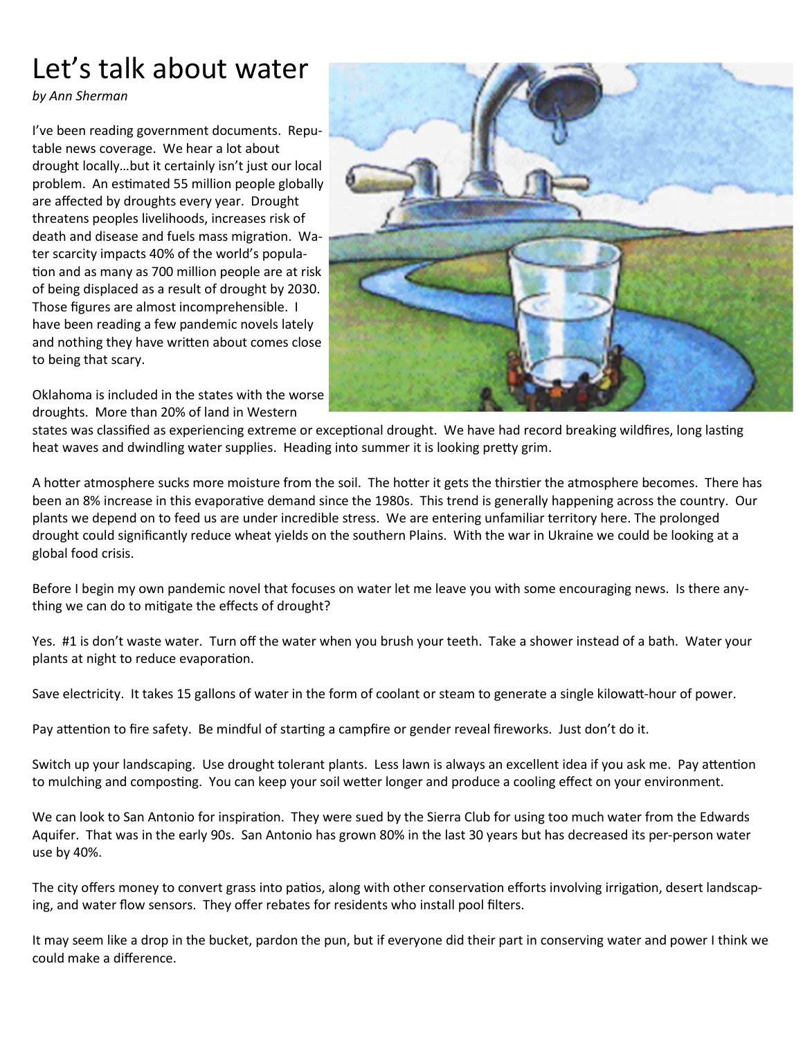# Let's talk about water

*by Ann Sherman*

I've been reading government documents. Reputable news coverage. We hear a lot about drought locally…but it certainly isn't just our local problem. An estimated 55 million people globally are affected by droughts every year. Drought threatens peoples livelihoods, increases risk of death and disease and fuels mass migration. Water scarcity impacts 40% of the world's population and as many as 700 million people are at risk of being displaced as a result of drought by 2030. Those figures are almost incomprehensible. I have been reading a few pandemic novels lately and nothing they have written about comes close to being that scary.

Oklahoma is included in the states with the worse droughts. More than 20% of land in Western states was classified as experiencing extreme or exceptional drought. We have had record breaking wildfires, long lasting heat waves and dwindling water supplies. Heading into summer it is looking pretty grim.

A hotter atmosphere sucks more moisture from the soil. The hotter it gets the thirstier the atmosphere becomes. There has been an 8% increase in this evaporative demand since the 1980s. This trend is generally happening across the country. Our plants we depend on to feed us are under incredible stress. We are entering unfamiliar territory here. The prolonged drought could significantly reduce wheat yields on the southern Plains. With the war in Ukraine we could be looking at a global food crisis.

Before I begin my own pandemic novel that focuses on water let me leave you with some encouraging news. Is there anything we can do to mitigate the effects of drought?

Yes. #1 is don't waste water. Turn off the water when you brush your teeth. Take a shower instead of a bath. Water your plants at night to reduce evaporation.

Save electricity. It takes 15 gallons of water in the form of coolant or steam to generate a single kilowatt-hour of power.

Pay attention to fire safety. Be mindful of starting a campfire or gender reveal fireworks. Just don't do it.

Switch up your landscaping. Use drought tolerant plants. Less lawn is always an excellent idea if you ask me. Pay attention to mulching and composting. You can keep your soil wetter longer and produce a cooling effect on your environment.

We can look to San Antonio for inspiration. They were sued by the Sierra Club for using too much water from the Edwards Aquifer. That was in the early 90s. San Antonio has grown 80% in the last 30 years but has decreased its per-person water use by 40%.

The city offers money to convert grass into patios, along with other conservation efforts involving irrigation, desert landscaping, and water flow sensors. They offer rebates for residents who install pool filters.

It may seem like a drop in the bucket, pardon the pun, but if everyone did their part in conserving water and power I think we could make a difference.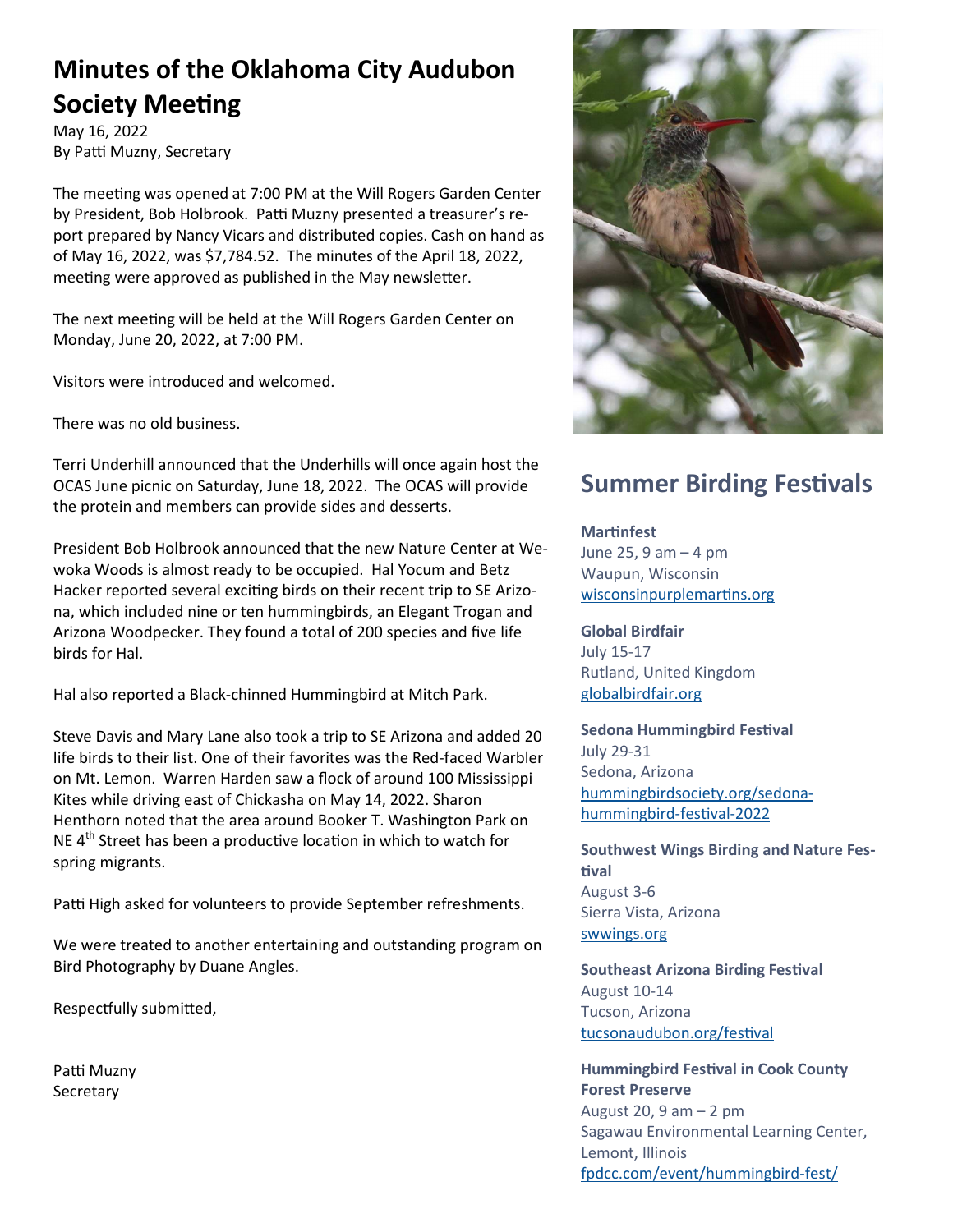# Minutes of the Oklahoma City Audubon Society Meeting

May 16, 2022
By Patti Muzny, Secretary

The meeting was opened at 7:00 PM at the Will Rogers Garden Center by President, Bob Holbrook. Patti Muzny presented a treasurer's report prepared by Nancy Vicars and distributed copies. Cash on hand as of May 16, 2022, was $7,784.52. The minutes of the April 18, 2022, meeting were approved as published in the May newsletter.

The next meeting will be held at the Will Rogers Garden Center on Monday, June 20, 2022, at 7:00 PM.

Visitors were introduced and welcomed.

There was no old business.

Terri Underhill announced that the Underhills will once again host the OCAS June picnic on Saturday, June 18, 2022. The OCAS will provide the protein and members can provide sides and desserts.

President Bob Holbrook announced that the new Nature Center at Wewoka Woods is almost ready to be occupied. Hal Yocum and Betz Hacker reported several exciting birds on their recent trip to SE Arizona, which included nine or ten hummingbirds, an Elegant Trogan and Arizona Woodpecker. They found a total of 200 species and five life birds for Hal.

Hal also reported a Black-chinned Hummingbird at Mitch Park.

Steve Davis and Mary Lane also took a trip to SE Arizona and added 20 life birds to their list. One of their favorites was the Red-faced Warbler on Mt. Lemon. Warren Harden saw a flock of around 100 Mississippi Kites while driving east of Chickasha on May 14, 2022. Sharon Henthorn noted that the area around Booker T. Washington Park on NE 4th Street has been a productive location in which to watch for spring migrants.

Patti High asked for volunteers to provide September refreshments.

We were treated to another entertaining and outstanding program on Bird Photography by Duane Angles.

Respectfully submitted,

Patti Muzny
Secretary

## Summer Birding Festivals

**Martinfest**
June 25, 9 am – 4 pm
Waupun, Wisconsin
wisconsinpurplemartins.org

**Global Birdfair**
July 15-17
Rutland, United Kingdom
globalbirdfair.org

**Sedona Hummingbird Festival**
July 29-31
Sedona, Arizona
hummingbirdsociety.org/sedona-hummingbird-festival-2022

**Southwest Wings Birding and Nature Festival**
August 3-6
Sierra Vista, Arizona
swwings.org

**Southeast Arizona Birding Festival**
August 10-14
Tucson, Arizona
tucsonaudubon.org/festival

**Hummingbird Festival in Cook County Forest Preserve**
August 20, 9 am – 2 pm
Sagawau Environmental Learning Center, Lemont, Illinois
fpdcc.com/event/hummingbird-fest/